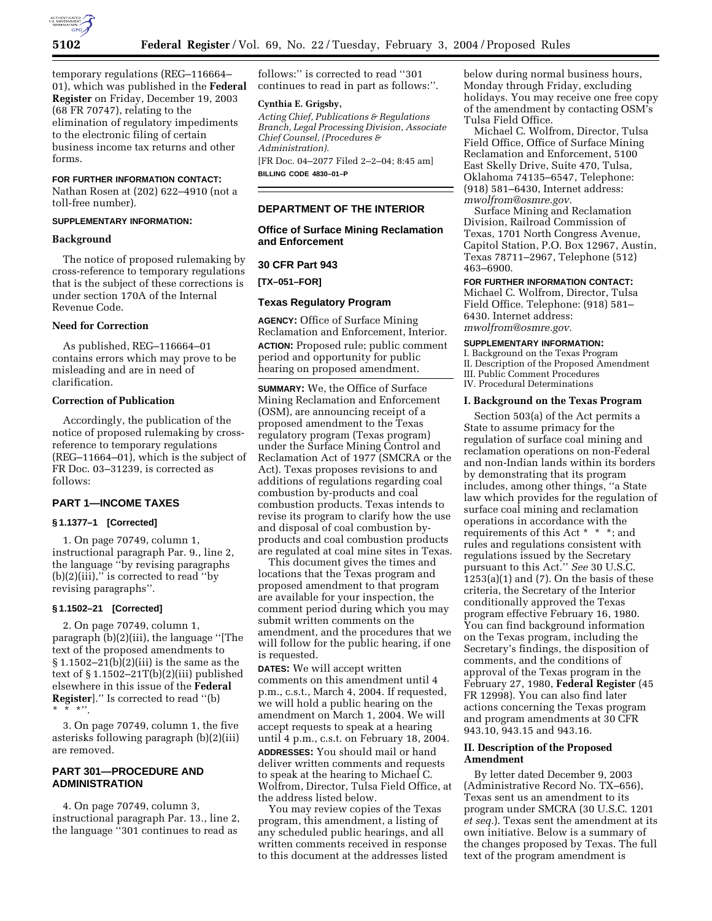temporary regulations (REG–116664–01), which was published in the **Federal Register** on Friday, December 19, 2003 (68 FR 70747), relating to the elimination of regulatory impediments to the electronic filing of certain business income tax returns and other forms.

**FOR FURTHER INFORMATION CONTACT:** Nathan Rosen at (202) 622–4910 (not a toll-free number).

**SUPPLEMENTARY INFORMATION:**

### Background

The notice of proposed rulemaking by cross-reference to temporary regulations that is the subject of these corrections is under section 170A of the Internal Revenue Code.

### Need for Correction

As published, REG–116664–01 contains errors which may prove to be misleading and are in need of clarification.

### Correction of Publication

Accordingly, the publication of the notice of proposed rulemaking by cross-reference to temporary regulations (REG–11664–01), which is the subject of FR Doc. 03–31239, is corrected as follows:

## PART 1—INCOME TAXES

### § 1.1377–1 [Corrected]

1. On page 70749, column 1, instructional paragraph Par. 9., line 2, the language "by revising paragraphs (b)(2)(iii)," is corrected to read "by revising paragraphs".

### § 1.1502–21 [Corrected]

2. On page 70749, column 1, paragraph (b)(2)(iii), the language "[The text of the proposed amendments to § 1.1502–21(b)(2)(iii) is the same as the text of § 1.1502–21T(b)(2)(iii) published elsewhere in this issue of the **Federal Register**]." Is corrected to read "(b) * * *".

3. On page 70749, column 1, the five asterisks following paragraph (b)(2)(iii) are removed.

## PART 301—PROCEDURE AND ADMINISTRATION

4. On page 70749, column 3, instructional paragraph Par. 13., line 2, the language "301 continues to read as follows:" is corrected to read "301 continues to read in part as follows:".

**Cynthia E. Grigsby,**

*Acting Chief, Publications & Regulations Branch, Legal Processing Division, Associate Chief Counsel, (Procedures & Administration).*

[FR Doc. 04–2077 Filed 2–2–04; 8:45 am]

**BILLING CODE 4830–01–P**

---

## DEPARTMENT OF THE INTERIOR

### Office of Surface Mining Reclamation and Enforcement

### 30 CFR Part 943

**[TX–051–FOR]**

### Texas Regulatory Program

**AGENCY:** Office of Surface Mining Reclamation and Enforcement, Interior.

**ACTION:** Proposed rule; public comment period and opportunity for public hearing on proposed amendment.

**SUMMARY:** We, the Office of Surface Mining Reclamation and Enforcement (OSM), are announcing receipt of a proposed amendment to the Texas regulatory program (Texas program) under the Surface Mining Control and Reclamation Act of 1977 (SMCRA or the Act). Texas proposes revisions to and additions of regulations regarding coal combustion by-products and coal combustion products. Texas intends to revise its program to clarify how the use and disposal of coal combustion by-products and coal combustion products are regulated at coal mine sites in Texas.

This document gives the times and locations that the Texas program and proposed amendment to that program are available for your inspection, the comment period during which you may submit written comments on the amendment, and the procedures that we will follow for the public hearing, if one is requested.

**DATES:** We will accept written comments on this amendment until 4 p.m., c.s.t., March 4, 2004. If requested, we will hold a public hearing on the amendment on March 1, 2004. We will accept requests to speak at a hearing until 4 p.m., c.s.t. on February 18, 2004.

**ADDRESSES:** You should mail or hand deliver written comments and requests to speak at the hearing to Michael C. Wolfrom, Director, Tulsa Field Office, at the address listed below.

You may review copies of the Texas program, this amendment, a listing of any scheduled public hearings, and all written comments received in response to this document at the addresses listed below during normal business hours, Monday through Friday, excluding holidays. You may receive one free copy of the amendment by contacting OSM's Tulsa Field Office.

Michael C. Wolfrom, Director, Tulsa Field Office, Office of Surface Mining Reclamation and Enforcement, 5100 East Skelly Drive, Suite 470, Tulsa, Oklahoma 74135–6547, Telephone: (918) 581–6430, Internet address: *mwolfrom@osmre.gov.*

Surface Mining and Reclamation Division, Railroad Commission of Texas, 1701 North Congress Avenue, Capitol Station, P.O. Box 12967, Austin, Texas 78711–2967, Telephone (512) 463–6900.

**FOR FURTHER INFORMATION CONTACT:** Michael C. Wolfrom, Director, Tulsa Field Office. Telephone: (918) 581–6430. Internet address: *mwolfrom@osmre.gov.*

**SUPPLEMENTARY INFORMATION:**

I. Background on the Texas Program
II. Description of the Proposed Amendment
III. Public Comment Procedures
IV. Procedural Determinations

### I. Background on the Texas Program

Section 503(a) of the Act permits a State to assume primacy for the regulation of surface coal mining and reclamation operations on non-Federal and non-Indian lands within its borders by demonstrating that its program includes, among other things, "a State law which provides for the regulation of surface coal mining and reclamation operations in accordance with the requirements of this Act * * *; and rules and regulations consistent with regulations issued by the Secretary pursuant to this Act." *See* 30 U.S.C. 1253(a)(1) and (7). On the basis of these criteria, the Secretary of the Interior conditionally approved the Texas program effective February 16, 1980. You can find background information on the Texas program, including the Secretary's findings, the disposition of comments, and the conditions of approval of the Texas program in the February 27, 1980, **Federal Register** (45 FR 12998). You can also find later actions concerning the Texas program and program amendments at 30 CFR 943.10, 943.15 and 943.16.

### II. Description of the Proposed Amendment

By letter dated December 9, 2003 (Administrative Record No. TX–656), Texas sent us an amendment to its program under SMCRA (30 U.S.C. 1201 *et seq.*). Texas sent the amendment at its own initiative. Below is a summary of the changes proposed by Texas. The full text of the program amendment is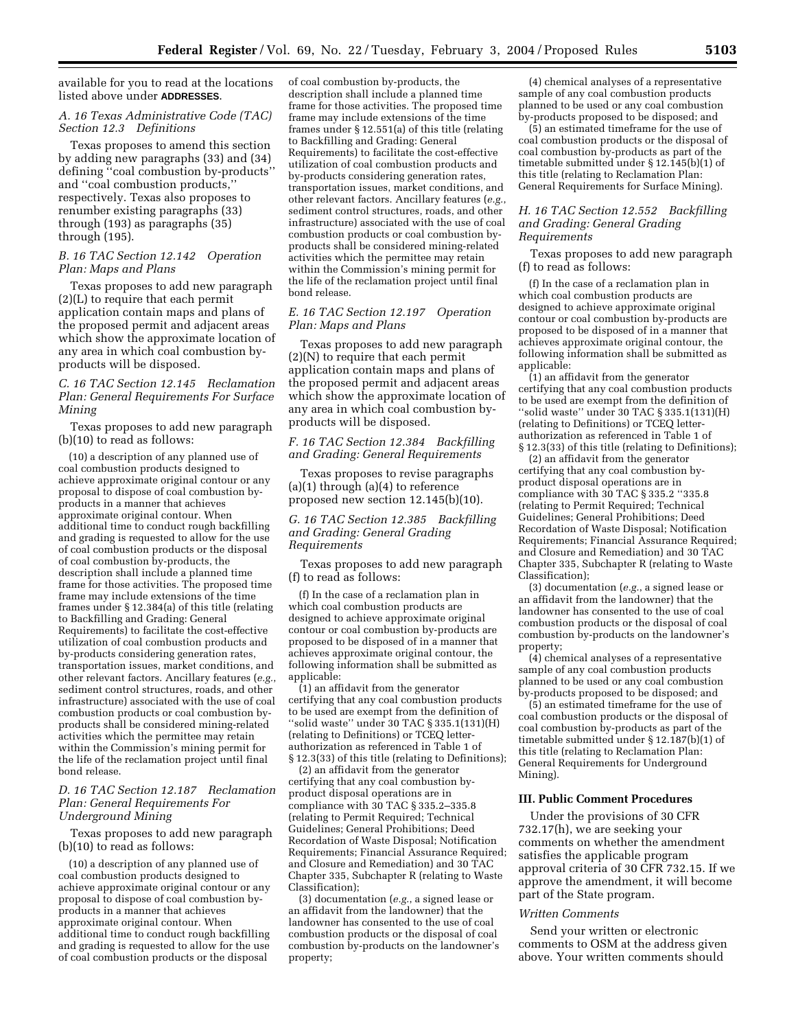available for you to read at the locations listed above under **ADDRESSES**.

### *A. 16 Texas Administrative Code (TAC) Section 12.3 Definitions*

Texas proposes to amend this section by adding new paragraphs (33) and (34) defining ''coal combustion by-products'' and ''coal combustion products,'' respectively. Texas also proposes to renumber existing paragraphs (33) through (193) as paragraphs (35) through (195).

### *B. 16 TAC Section 12.142 Operation Plan: Maps and Plans*

Texas proposes to add new paragraph (2)(L) to require that each permit application contain maps and plans of the proposed permit and adjacent areas which show the approximate location of any area in which coal combustion by-products will be disposed.

### *C. 16 TAC Section 12.145 Reclamation Plan: General Requirements For Surface Mining*

Texas proposes to add new paragraph (b)(10) to read as follows:

(10) a description of any planned use of coal combustion products designed to achieve approximate original contour or any proposal to dispose of coal combustion by-products in a manner that achieves approximate original contour. When additional time to conduct rough backfilling and grading is requested to allow for the use of coal combustion products or the disposal of coal combustion by-products, the description shall include a planned time frame for those activities. The proposed time frame may include extensions of the time frames under § 12.384(a) of this title (relating to Backfilling and Grading: General Requirements) to facilitate the cost-effective utilization of coal combustion products and by-products considering generation rates, transportation issues, market conditions, and other relevant factors. Ancillary features (*e.g.*, sediment control structures, roads, and other infrastructure) associated with the use of coal combustion products or coal combustion by-products shall be considered mining-related activities which the permittee may retain within the Commission's mining permit for the life of the reclamation project until final bond release.

### *D. 16 TAC Section 12.187 Reclamation Plan: General Requirements For Underground Mining*

Texas proposes to add new paragraph (b)(10) to read as follows:

(10) a description of any planned use of coal combustion products designed to achieve approximate original contour or any proposal to dispose of coal combustion by-products in a manner that achieves approximate original contour. When additional time to conduct rough backfilling and grading is requested to allow for the use of coal combustion products or the disposal of coal combustion by-products, the description shall include a planned time frame for those activities. The proposed time frame may include extensions of the time frames under § 12.551(a) of this title (relating to Backfilling and Grading: General Requirements) to facilitate the cost-effective utilization of coal combustion products and by-products considering generation rates, transportation issues, market conditions, and other relevant factors. Ancillary features (*e.g.*, sediment control structures, roads, and other infrastructure) associated with the use of coal combustion products or coal combustion by-products shall be considered mining-related activities which the permittee may retain within the Commission's mining permit for the life of the reclamation project until final bond release.

### *E. 16 TAC Section 12.197 Operation Plan: Maps and Plans*

Texas proposes to add new paragraph (2)(N) to require that each permit application contain maps and plans of the proposed permit and adjacent areas which show the approximate location of any area in which coal combustion by-products will be disposed.

### *F. 16 TAC Section 12.384 Backfilling and Grading: General Requirements*

Texas proposes to revise paragraphs (a)(1) through (a)(4) to reference proposed new section 12.145(b)(10).

### *G. 16 TAC Section 12.385 Backfilling and Grading: General Grading Requirements*

Texas proposes to add new paragraph (f) to read as follows:

(f) In the case of a reclamation plan in which coal combustion products are designed to achieve approximate original contour or coal combustion by-products are proposed to be disposed of in a manner that achieves approximate original contour, the following information shall be submitted as applicable:

(1) an affidavit from the generator certifying that any coal combustion products to be used are exempt from the definition of ''solid waste'' under 30 TAC § 335.1(131)(H) (relating to Definitions) or TCEQ letter-authorization as referenced in Table 1 of § 12.3(33) of this title (relating to Definitions);

(2) an affidavit from the generator certifying that any coal combustion by-product disposal operations are in compliance with 30 TAC § 335.2–335.8 (relating to Permit Required; Technical Guidelines; General Prohibitions; Deed Recordation of Waste Disposal; Notification Requirements; Financial Assurance Required; and Closure and Remediation) and 30 TAC Chapter 335, Subchapter R (relating to Waste Classification);

(3) documentation (*e.g.*, a signed lease or an affidavit from the landowner) that the landowner has consented to the use of coal combustion products or the disposal of coal combustion by-products on the landowner's property;

(4) chemical analyses of a representative sample of any coal combustion products planned to be used or any coal combustion by-products proposed to be disposed; and

(5) an estimated timeframe for the use of coal combustion products or the disposal of coal combustion by-products as part of the timetable submitted under § 12.145(b)(1) of this title (relating to Reclamation Plan: General Requirements for Surface Mining).

### *H. 16 TAC Section 12.552 Backfilling and Grading: General Grading Requirements*

Texas proposes to add new paragraph (f) to read as follows:

(f) In the case of a reclamation plan in which coal combustion products are designed to achieve approximate original contour or coal combustion by-products are proposed to be disposed of in a manner that achieves approximate original contour, the following information shall be submitted as applicable:

(1) an affidavit from the generator certifying that any coal combustion products to be used are exempt from the definition of ''solid waste'' under 30 TAC § 335.1(131)(H) (relating to Definitions) or TCEQ letter-authorization as referenced in Table 1 of § 12.3(33) of this title (relating to Definitions);

(2) an affidavit from the generator certifying that any coal combustion by-product disposal operations are in compliance with 30 TAC § 335.2 ''335.8 (relating to Permit Required; Technical Guidelines; General Prohibitions; Deed Recordation of Waste Disposal; Notification Requirements; Financial Assurance Required; and Closure and Remediation) and 30 TAC Chapter 335, Subchapter R (relating to Waste Classification);

(3) documentation (*e.g.*, a signed lease or an affidavit from the landowner) that the landowner has consented to the use of coal combustion products or the disposal of coal combustion by-products on the landowner's property;

(4) chemical analyses of a representative sample of any coal combustion products planned to be used or any coal combustion by-products proposed to be disposed; and

(5) an estimated timeframe for the use of coal combustion products or the disposal of coal combustion by-products as part of the timetable submitted under § 12.187(b)(1) of this title (relating to Reclamation Plan: General Requirements for Underground Mining).

## III. Public Comment Procedures

Under the provisions of 30 CFR 732.17(h), we are seeking your comments on whether the amendment satisfies the applicable program approval criteria of 30 CFR 732.15. If we approve the amendment, it will become part of the State program.

### *Written Comments*

Send your written or electronic comments to OSM at the address given above. Your written comments should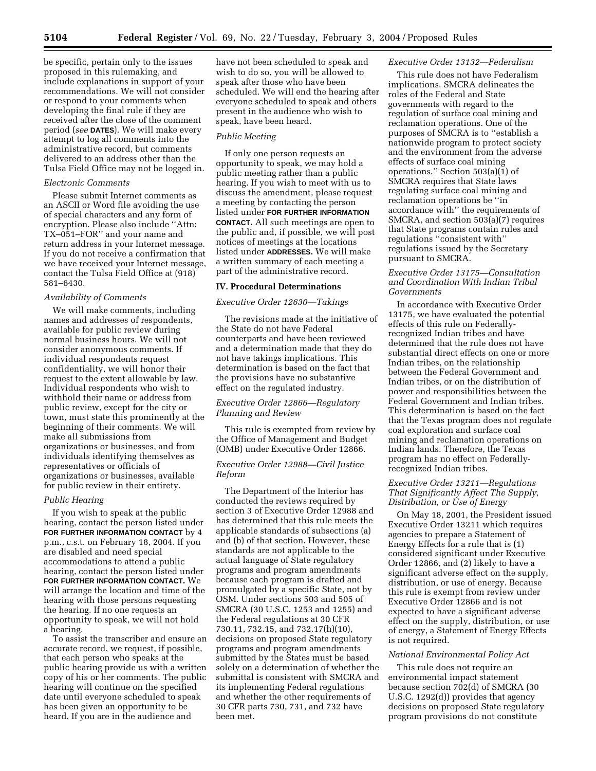be specific, pertain only to the issues proposed in this rulemaking, and include explanations in support of your recommendations. We will not consider or respond to your comments when developing the final rule if they are received after the close of the comment period (*see* **DATES**). We will make every attempt to log all comments into the administrative record, but comments delivered to an address other than the Tulsa Field Office may not be logged in.

*Electronic Comments*

Please submit Internet comments as an ASCII or Word file avoiding the use of special characters and any form of encryption. Please also include ''Attn: TX–051–FOR'' and your name and return address in your Internet message. If you do not receive a confirmation that we have received your Internet message, contact the Tulsa Field Office at (918) 581–6430.

*Availability of Comments*

We will make comments, including names and addresses of respondents, available for public review during normal business hours. We will not consider anonymous comments. If individual respondents request confidentiality, we will honor their request to the extent allowable by law. Individual respondents who wish to withhold their name or address from public review, except for the city or town, must state this prominently at the beginning of their comments. We will make all submissions from organizations or businesses, and from individuals identifying themselves as representatives or officials of organizations or businesses, available for public review in their entirety.

*Public Hearing*

If you wish to speak at the public hearing, contact the person listed under **FOR FURTHER INFORMATION CONTACT** by 4 p.m., c.s.t. on February 18, 2004. If you are disabled and need special accommodations to attend a public hearing, contact the person listed under **FOR FURTHER INFORMATION CONTACT.** We will arrange the location and time of the hearing with those persons requesting the hearing. If no one requests an opportunity to speak, we will not hold a hearing.

To assist the transcriber and ensure an accurate record, we request, if possible, that each person who speaks at the public hearing provide us with a written copy of his or her comments. The public hearing will continue on the specified date until everyone scheduled to speak has been given an opportunity to be heard. If you are in the audience and have not been scheduled to speak and wish to do so, you will be allowed to speak after those who have been scheduled. We will end the hearing after everyone scheduled to speak and others present in the audience who wish to speak, have been heard.

*Public Meeting*

If only one person requests an opportunity to speak, we may hold a public meeting rather than a public hearing. If you wish to meet with us to discuss the amendment, please request a meeting by contacting the person listed under **FOR FURTHER INFORMATION CONTACT.** All such meetings are open to the public and, if possible, we will post notices of meetings at the locations listed under **ADDRESSES.** We will make a written summary of each meeting a part of the administrative record.

## IV. Procedural Determinations

*Executive Order 12630—Takings*

The revisions made at the initiative of the State do not have Federal counterparts and have been reviewed and a determination made that they do not have takings implications. This determination is based on the fact that the provisions have no substantive effect on the regulated industry.

*Executive Order 12866—Regulatory Planning and Review*

This rule is exempted from review by the Office of Management and Budget (OMB) under Executive Order 12866.

*Executive Order 12988—Civil Justice Reform*

The Department of the Interior has conducted the reviews required by section 3 of Executive Order 12988 and has determined that this rule meets the applicable standards of subsections (a) and (b) of that section. However, these standards are not applicable to the actual language of State regulatory programs and program amendments because each program is drafted and promulgated by a specific State, not by OSM. Under sections 503 and 505 of SMCRA (30 U.S.C. 1253 and 1255) and the Federal regulations at 30 CFR 730.11, 732.15, and 732.17(h)(10), decisions on proposed State regulatory programs and program amendments submitted by the States must be based solely on a determination of whether the submittal is consistent with SMCRA and its implementing Federal regulations and whether the other requirements of 30 CFR parts 730, 731, and 732 have been met.

*Executive Order 13132—Federalism*

This rule does not have Federalism implications. SMCRA delineates the roles of the Federal and State governments with regard to the regulation of surface coal mining and reclamation operations. One of the purposes of SMCRA is to ''establish a nationwide program to protect society and the environment from the adverse effects of surface coal mining operations.'' Section 503(a)(1) of SMCRA requires that State laws regulating surface coal mining and reclamation operations be ''in accordance with'' the requirements of SMCRA, and section 503(a)(7) requires that State programs contain rules and regulations ''consistent with'' regulations issued by the Secretary pursuant to SMCRA.

*Executive Order 13175—Consultation and Coordination With Indian Tribal Governments*

In accordance with Executive Order 13175, we have evaluated the potential effects of this rule on Federally-recognized Indian tribes and have determined that the rule does not have substantial direct effects on one or more Indian tribes, on the relationship between the Federal Government and Indian tribes, or on the distribution of power and responsibilities between the Federal Government and Indian tribes. This determination is based on the fact that the Texas program does not regulate coal exploration and surface coal mining and reclamation operations on Indian lands. Therefore, the Texas program has no effect on Federally-recognized Indian tribes.

*Executive Order 13211—Regulations That Significantly Affect The Supply, Distribution, or Use of Energy*

On May 18, 2001, the President issued Executive Order 13211 which requires agencies to prepare a Statement of Energy Effects for a rule that is (1) considered significant under Executive Order 12866, and (2) likely to have a significant adverse effect on the supply, distribution, or use of energy. Because this rule is exempt from review under Executive Order 12866 and is not expected to have a significant adverse effect on the supply, distribution, or use of energy, a Statement of Energy Effects is not required.

*National Environmental Policy Act*

This rule does not require an environmental impact statement because section 702(d) of SMCRA (30 U.S.C. 1292(d)) provides that agency decisions on proposed State regulatory program provisions do not constitute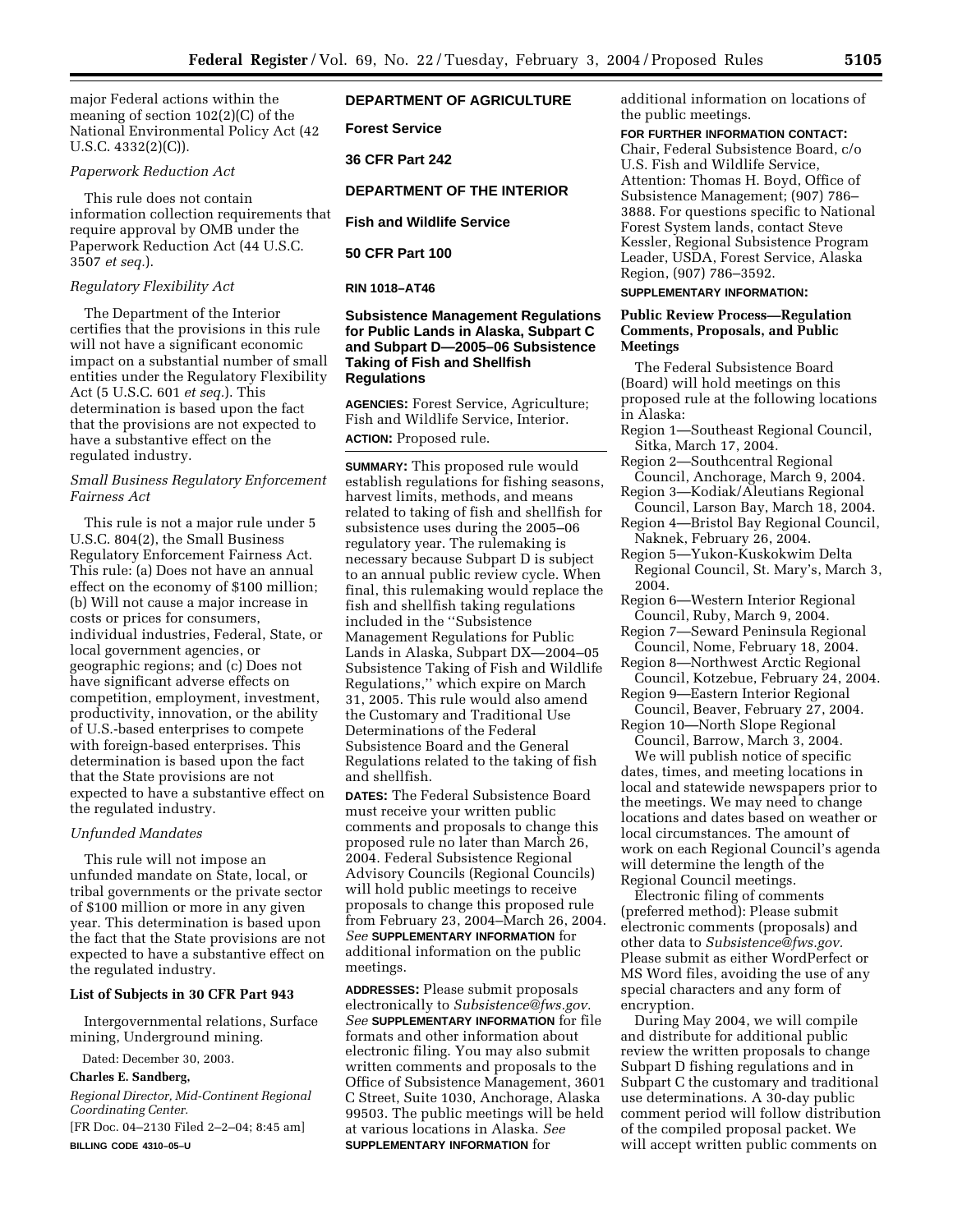major Federal actions within the meaning of section 102(2)(C) of the National Environmental Policy Act (42 U.S.C. 4332(2)(C)).

*Paperwork Reduction Act*

This rule does not contain information collection requirements that require approval by OMB under the Paperwork Reduction Act (44 U.S.C. 3507 *et seq.*).

*Regulatory Flexibility Act*

The Department of the Interior certifies that the provisions in this rule will not have a significant economic impact on a substantial number of small entities under the Regulatory Flexibility Act (5 U.S.C. 601 *et seq.*). This determination is based upon the fact that the provisions are not expected to have a substantive effect on the regulated industry.

*Small Business Regulatory Enforcement Fairness Act*

This rule is not a major rule under 5 U.S.C. 804(2), the Small Business Regulatory Enforcement Fairness Act. This rule: (a) Does not have an annual effect on the economy of $100 million; (b) Will not cause a major increase in costs or prices for consumers, individual industries, Federal, State, or local government agencies, or geographic regions; and (c) Does not have significant adverse effects on competition, employment, investment, productivity, innovation, or the ability of U.S.-based enterprises to compete with foreign-based enterprises. This determination is based upon the fact that the State provisions are not expected to have a substantive effect on the regulated industry.

*Unfunded Mandates*

This rule will not impose an unfunded mandate on State, local, or tribal governments or the private sector of $100 million or more in any given year. This determination is based upon the fact that the State provisions are not expected to have a substantive effect on the regulated industry.

**List of Subjects in 30 CFR Part 943**

Intergovernmental relations, Surface mining, Underground mining.

Dated: December 30, 2003.

**Charles E. Sandberg,**

*Regional Director, Mid-Continent Regional Coordinating Center.*

[FR Doc. 04–2130 Filed 2–2–04; 8:45 am]

**BILLING CODE 4310–05–U**

**DEPARTMENT OF AGRICULTURE**

**Forest Service**

**36 CFR Part 242**

**DEPARTMENT OF THE INTERIOR**

**Fish and Wildlife Service**

**50 CFR Part 100**

**RIN 1018–AT46**

## Subsistence Management Regulations for Public Lands in Alaska, Subpart C and Subpart D—2005–06 Subsistence Taking of Fish and Shellfish Regulations

**AGENCIES:** Forest Service, Agriculture; Fish and Wildlife Service, Interior.

**ACTION:** Proposed rule.

**SUMMARY:** This proposed rule would establish regulations for fishing seasons, harvest limits, methods, and means related to taking of fish and shellfish for subsistence uses during the 2005–06 regulatory year. The rulemaking is necessary because Subpart D is subject to an annual public review cycle. When final, this rulemaking would replace the fish and shellfish taking regulations included in the ''Subsistence Management Regulations for Public Lands in Alaska, Subpart DX—2004–05 Subsistence Taking of Fish and Wildlife Regulations,'' which expire on March 31, 2005. This rule would also amend the Customary and Traditional Use Determinations of the Federal Subsistence Board and the General Regulations related to the taking of fish and shellfish.

**DATES:** The Federal Subsistence Board must receive your written public comments and proposals to change this proposed rule no later than March 26, 2004. Federal Subsistence Regional Advisory Councils (Regional Councils) will hold public meetings to receive proposals to change this proposed rule from February 23, 2004–March 26, 2004. *See* **SUPPLEMENTARY INFORMATION** for additional information on the public meetings.

**ADDRESSES:** Please submit proposals electronically to *Subsistence@fws.gov. See* **SUPPLEMENTARY INFORMATION** for file formats and other information about electronic filing. You may also submit written comments and proposals to the Office of Subsistence Management, 3601 C Street, Suite 1030, Anchorage, Alaska 99503. The public meetings will be held at various locations in Alaska. *See* **SUPPLEMENTARY INFORMATION** for additional information on locations of the public meetings.

**FOR FURTHER INFORMATION CONTACT:** Chair, Federal Subsistence Board, c/o U.S. Fish and Wildlife Service, Attention: Thomas H. Boyd, Office of Subsistence Management; (907) 786–3888. For questions specific to National Forest System lands, contact Steve Kessler, Regional Subsistence Program Leader, USDA, Forest Service, Alaska Region, (907) 786–3592.

**SUPPLEMENTARY INFORMATION:**

### Public Review Process—Regulation Comments, Proposals, and Public Meetings

The Federal Subsistence Board (Board) will hold meetings on this proposed rule at the following locations in Alaska:

Region 1—Southeast Regional Council, Sitka, March 17, 2004.
Region 2—Southcentral Regional Council, Anchorage, March 9, 2004.
Region 3—Kodiak/Aleutians Regional Council, Larson Bay, March 18, 2004.
Region 4—Bristol Bay Regional Council, Naknek, February 26, 2004.
Region 5—Yukon-Kuskokwim Delta Regional Council, St. Mary's, March 3, 2004.
Region 6—Western Interior Regional Council, Ruby, March 9, 2004.
Region 7—Seward Peninsula Regional Council, Nome, February 18, 2004.
Region 8—Northwest Arctic Regional Council, Kotzebue, February 24, 2004.
Region 9—Eastern Interior Regional Council, Beaver, February 27, 2004.
Region 10—North Slope Regional Council, Barrow, March 3, 2004.

We will publish notice of specific dates, times, and meeting locations in local and statewide newspapers prior to the meetings. We may need to change locations and dates based on weather or local circumstances. The amount of work on each Regional Council's agenda will determine the length of the Regional Council meetings.

Electronic filing of comments (preferred method): Please submit electronic comments (proposals) and other data to *Subsistence@fws.gov.* Please submit as either WordPerfect or MS Word files, avoiding the use of any special characters and any form of encryption.

During May 2004, we will compile and distribute for additional public review the written proposals to change Subpart D fishing regulations and in Subpart C the customary and traditional use determinations. A 30-day public comment period will follow distribution of the compiled proposal packet. We will accept written public comments on